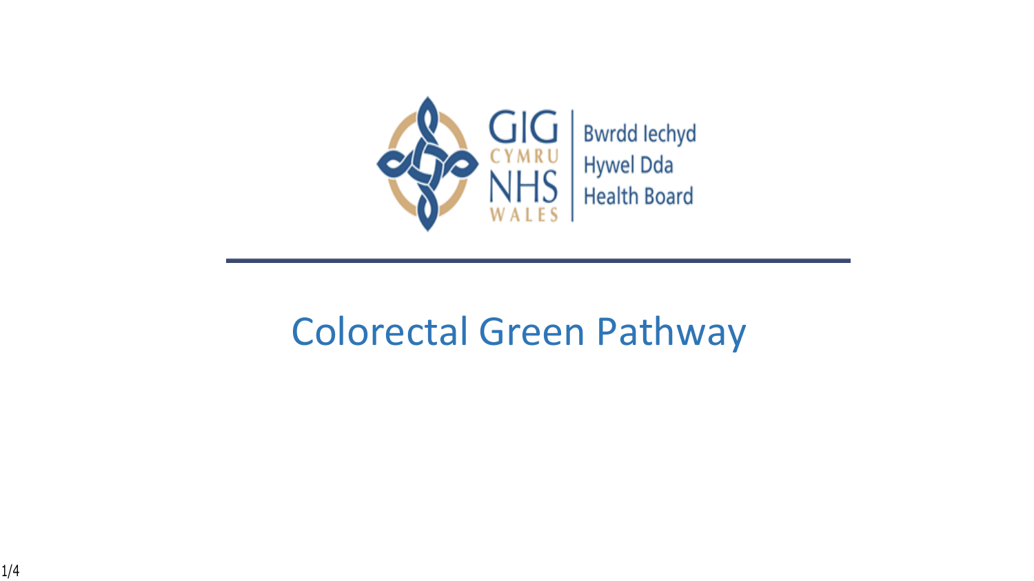GIG CYMRU NHS WALES | Bwrdd Iechyd Hywel Dda Health Board

# Colorectal Green Pathway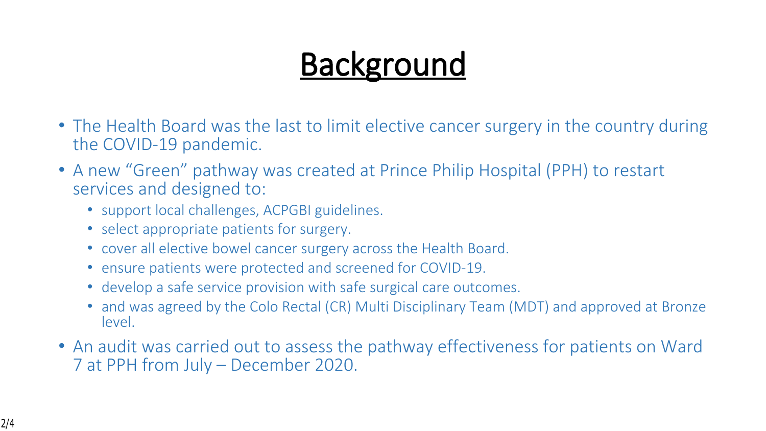# Background

- The Health Board was the last to limit elective cancer surgery in the country during the COVID-19 pandemic.
- A new “Green” pathway was created at Prince Philip Hospital (PPH) to restart services and designed to:
  - support local challenges, ACPGBI guidelines.
  - select appropriate patients for surgery.
  - cover all elective bowel cancer surgery across the Health Board.
  - ensure patients were protected and screened for COVID-19.
  - develop a safe service provision with safe surgical care outcomes.
  - and was agreed by the Colo Rectal (CR) Multi Disciplinary Team (MDT) and approved at Bronze level.
- An audit was carried out to assess the pathway effectiveness for patients on Ward 7 at PPH from July – December 2020.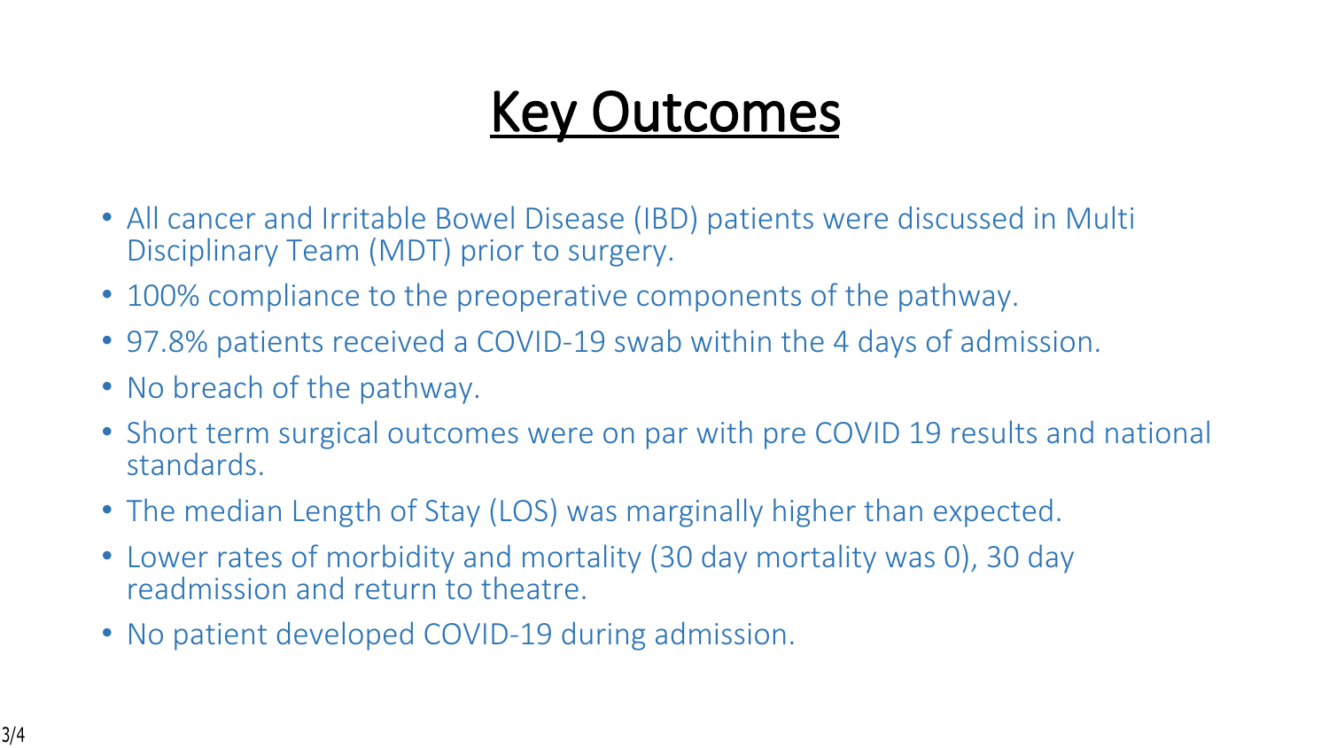# Key Outcomes

- All cancer and Irritable Bowel Disease (IBD) patients were discussed in Multi Disciplinary Team (MDT) prior to surgery.
- 100% compliance to the preoperative components of the pathway.
- 97.8% patients received a COVID-19 swab within the 4 days of admission.
- No breach of the pathway.
- Short term surgical outcomes were on par with pre COVID 19 results and national standards.
- The median Length of Stay (LOS) was marginally higher than expected.
- Lower rates of morbidity and mortality (30 day mortality was 0), 30 day readmission and return to theatre.
- No patient developed COVID-19 during admission.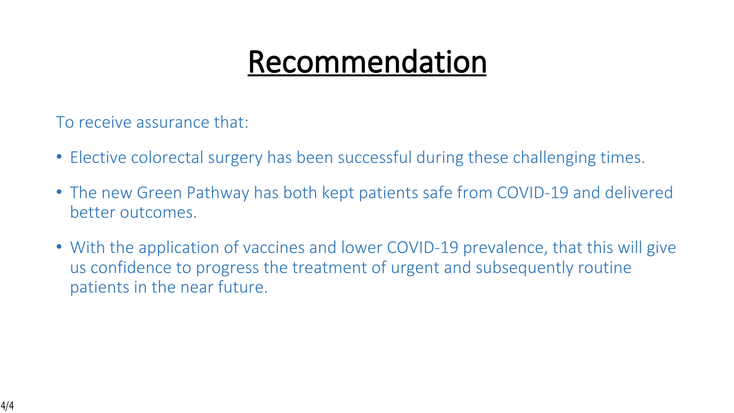# Recommendation

To receive assurance that:

- Elective colorectal surgery has been successful during these challenging times.
- The new Green Pathway has both kept patients safe from COVID-19 and delivered better outcomes.
- With the application of vaccines and lower COVID-19 prevalence, that this will give us confidence to progress the treatment of urgent and subsequently routine patients in the near future.